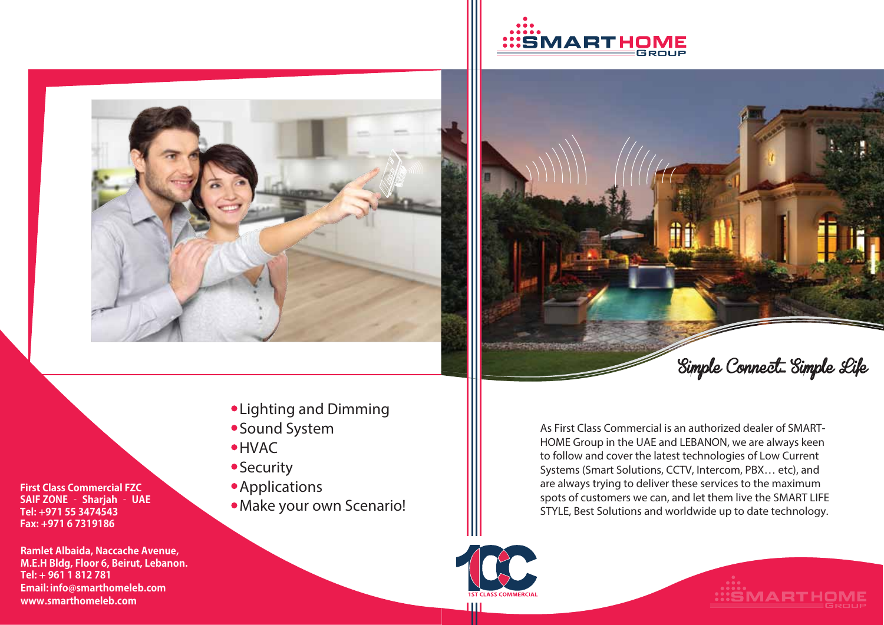# SMART HOME GROUP

*Simple Connect.. Simple Life*

As First Class Commercial is an authorized dealer of SMART-HOME Group in the UAE and LEBANON, we are always keen to follow and cover the latest technologies of Low Current Systems (Smart Solutions, CCTV, Intercom, PBX… etc), and are always trying to deliver these services to the maximum spots of customers we can, and let them live the SMART LIFE STYLE, Best Solutions and worldwide up to date technology.

- Lighting and Dimming
- Sound System
- HVAC
- Security
- Applications
- Make your own Scenario!

**First Class Commercial FZC**
**SAIF ZONE - Sharjah - UAE**
**Tel: +971 55 3474543**
**Fax: +971 6 7319186**

**Ramlet Albaida, Naccache Avenue,**
**M.E.H Bldg, Floor 6, Beirut, Lebanon.**
**Tel: + 961 1 812 781**
**Email: info@smarthomeleb.com**
**www.smarthomeleb.com**

1ST CLASS COMMERCIAL

SMART HOME GROUP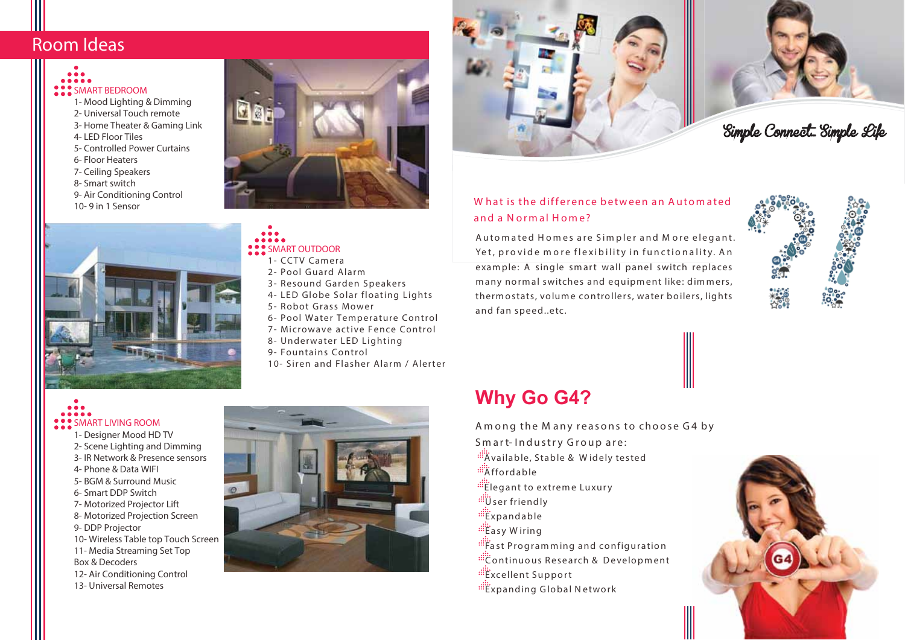# Room Ideas

### SMART BEDROOM

1- Mood Lighting & Dimming
2- Universal Touch remote
3- Home Theater & Gaming Link
4- LED Floor Tiles
5- Controlled Power Curtains
6- Floor Heaters
7- Ceiling Speakers
8- Smart switch
9- Air Conditioning Control
10- 9 in 1 Sensor

### SMART OUTDOOR

1- CCTV Camera
2- Pool Guard Alarm
3- Resound Garden Speakers
4- LED Globe Solar floating Lights
5- Robot Grass Mower
6- Pool Water Temperature Control
7- Microwave active Fence Control
8- Underwater LED Lighting
9- Fountains Control
10- Siren and Flasher Alarm / Alerter

### SMART LIVING ROOM

1- Designer Mood HD TV
2- Scene Lighting and Dimming
3- IR Network & Presence sensors
4- Phone & Data WIFI
5- BGM & Surround Music
6- Smart DDP Switch
7- Motorized Projector Lift
8- Motorized Projection Screen
9- DDP Projector
10- Wireless Table top Touch Screen
11- Media Streaming Set Top Box & Decoders
12- Air Conditioning Control
13- Universal Remotes

*Simple Connect. Simple Life*

### What is the difference between an Automated and a Normal Home?

Automated Homes are Simpler and More elegant. Yet, provide more flexibility in functionality. An example: A single smart wall panel switch replaces many normal switches and equipment like: dimmers, thermostats, volume controllers, water boilers, lights and fan speed..etc.

## Why Go G4?

Among the Many reasons to choose G4 by Smart-Industry Group are:

- Available, Stable & Widely tested
- Affordable
- Elegant to extreme Luxury
- User friendly
- Expandable
- Easy Wiring
- Fast Programming and configuration
- Continuous Research & Development
- Excellent Support
- Expanding Global Network